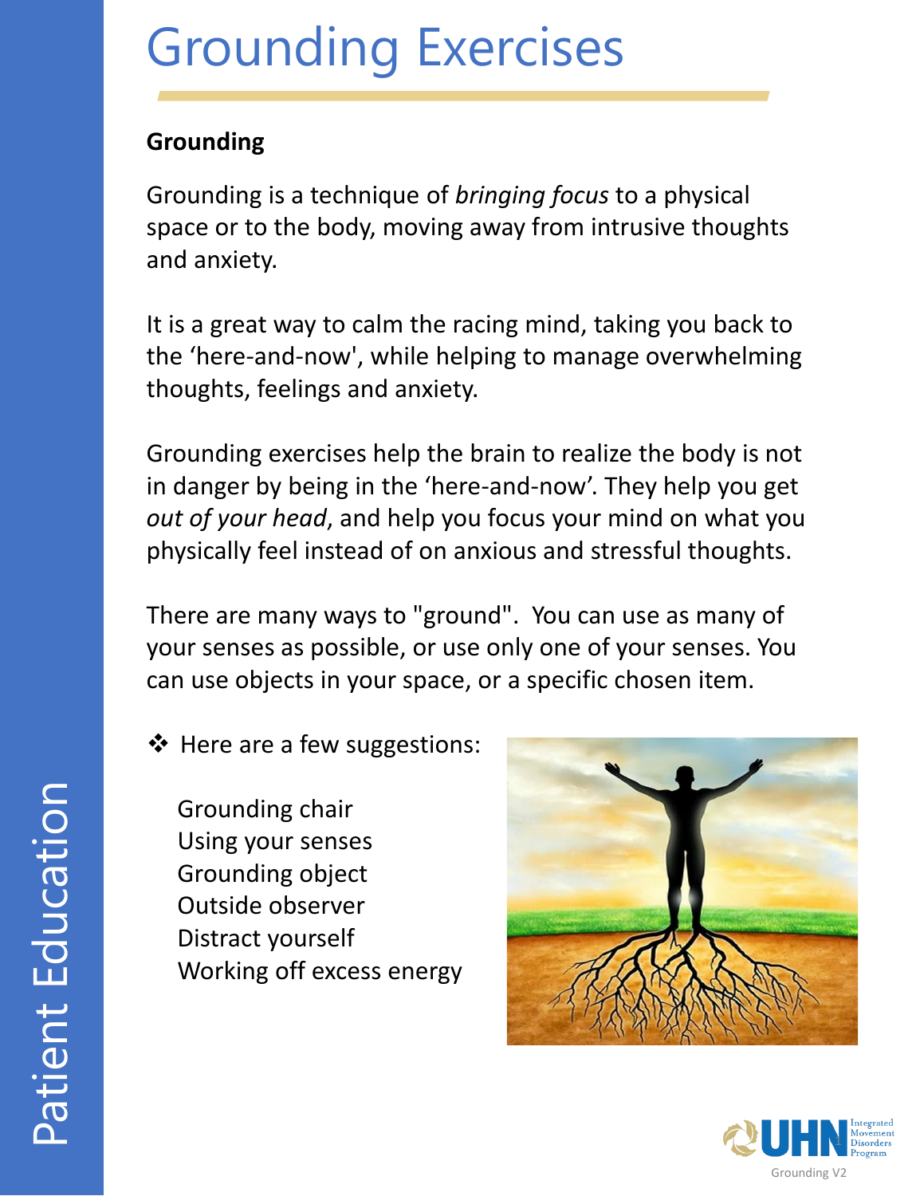# Grounding Exercises

**Grounding**

Grounding is a technique of *bringing focus* to a physical space or to the body, moving away from intrusive thoughts and anxiety.

It is a great way to calm the racing mind, taking you back to the 'here-and-now', while helping to manage overwhelming thoughts, feelings and anxiety.

Grounding exercises help the brain to realize the body is not in danger by being in the 'here-and-now'. They help you get *out of your head*, and help you focus your mind on what you physically feel instead of on anxious and stressful thoughts.

There are many ways to "ground". You can use as many of your senses as possible, or use only one of your senses. You can use objects in your space, or a specific chosen item.

❖ Here are a few suggestions:

Grounding chair
Using your senses
Grounding object
Outside observer
Distract yourself
Working off excess energy

Patient Education

UHN Integrated Movement Disorders Program

Grounding V2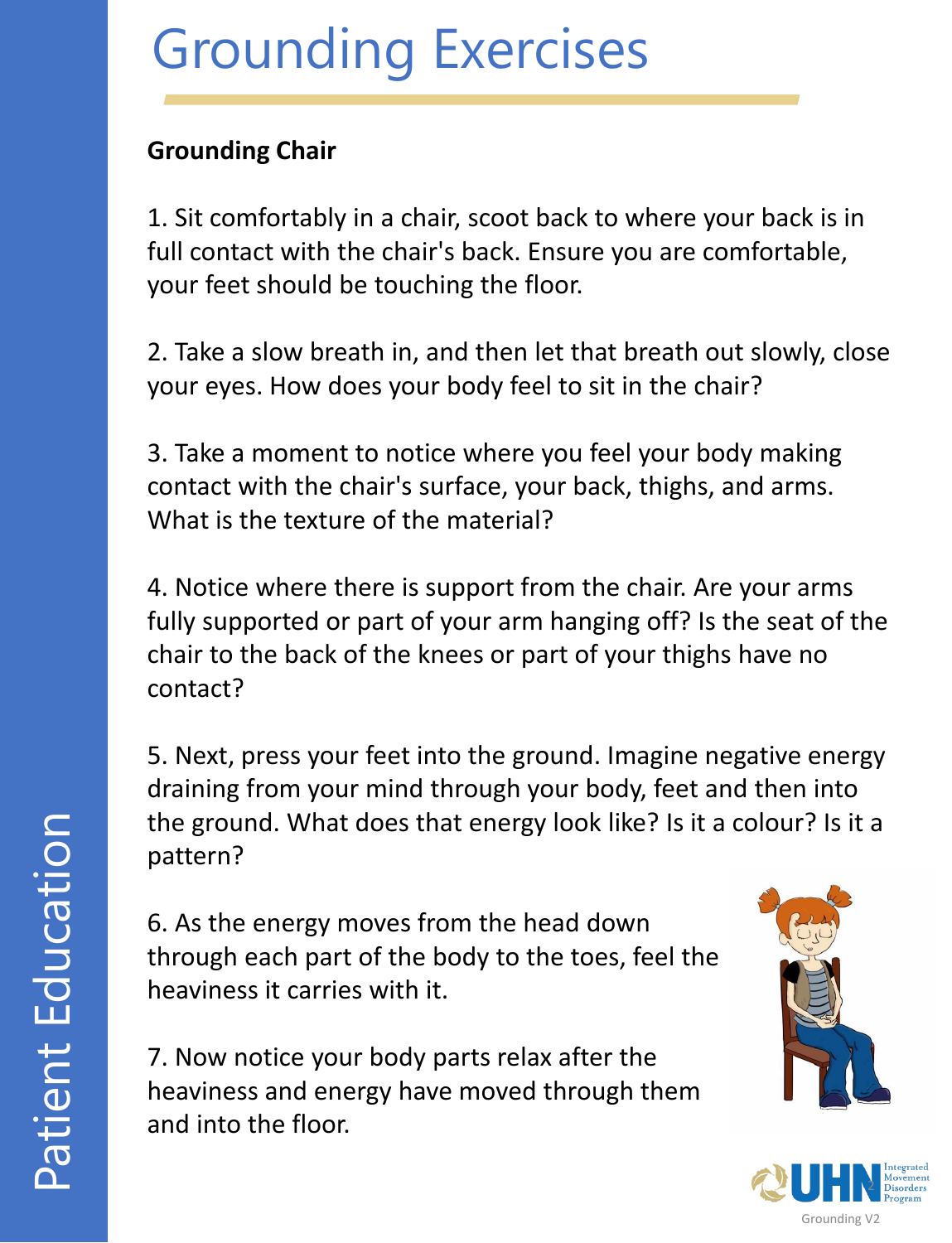# Grounding Exercises

**Grounding Chair**

1. Sit comfortably in a chair, scoot back to where your back is in full contact with the chair's back. Ensure you are comfortable, your feet should be touching the floor.

2. Take a slow breath in, and then let that breath out slowly, close your eyes. How does your body feel to sit in the chair?

3. Take a moment to notice where you feel your body making contact with the chair's surface, your back, thighs, and arms. What is the texture of the material?

4. Notice where there is support from the chair. Are your arms fully supported or part of your arm hanging off? Is the seat of the chair to the back of the knees or part of your thighs have no contact?

5. Next, press your feet into the ground. Imagine negative energy draining from your mind through your body, feet and then into the ground. What does that energy look like? Is it a colour? Is it a pattern?

6. As the energy moves from the head down through each part of the body to the toes, feel the heaviness it carries with it.

7. Now notice your body parts relax after the heaviness and energy have moved through them and into the floor.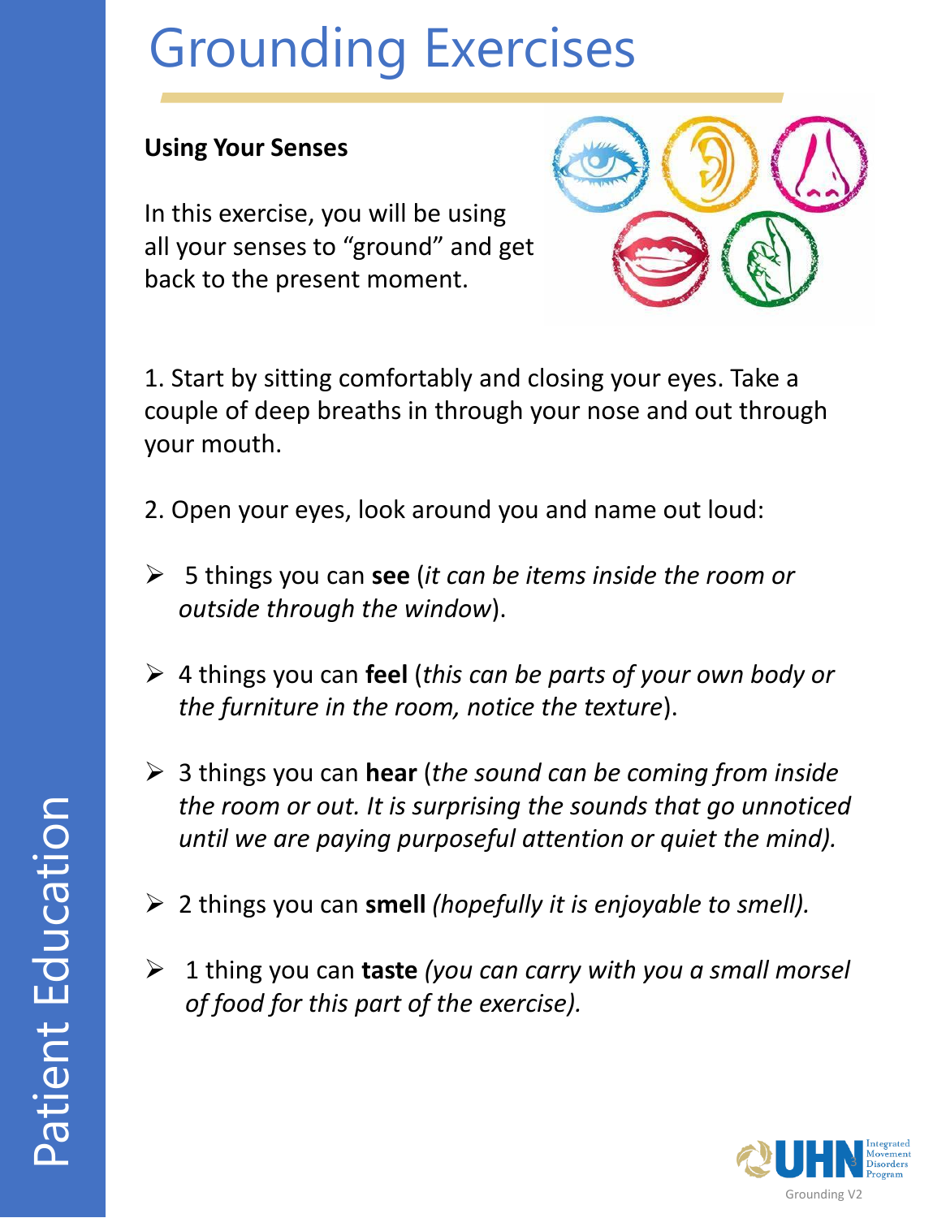# Grounding Exercises

**Using Your Senses**

In this exercise, you will be using all your senses to "ground" and get back to the present moment.

1. Start by sitting comfortably and closing your eyes. Take a couple of deep breaths in through your nose and out through your mouth.

2. Open your eyes, look around you and name out loud:

- 5 things you can **see** (*it can be items inside the room or outside through the window*).
- 4 things you can **feel** (*this can be parts of your own body or the furniture in the room, notice the texture*).
- 3 things you can **hear** (*the sound can be coming from inside the room or out. It is surprising the sounds that go unnoticed until we are paying purposeful attention or quiet the mind).*
- 2 things you can **smell** *(hopefully it is enjoyable to smell).*
- 1 thing you can **taste** *(you can carry with you a small morsel of food for this part of the exercise).*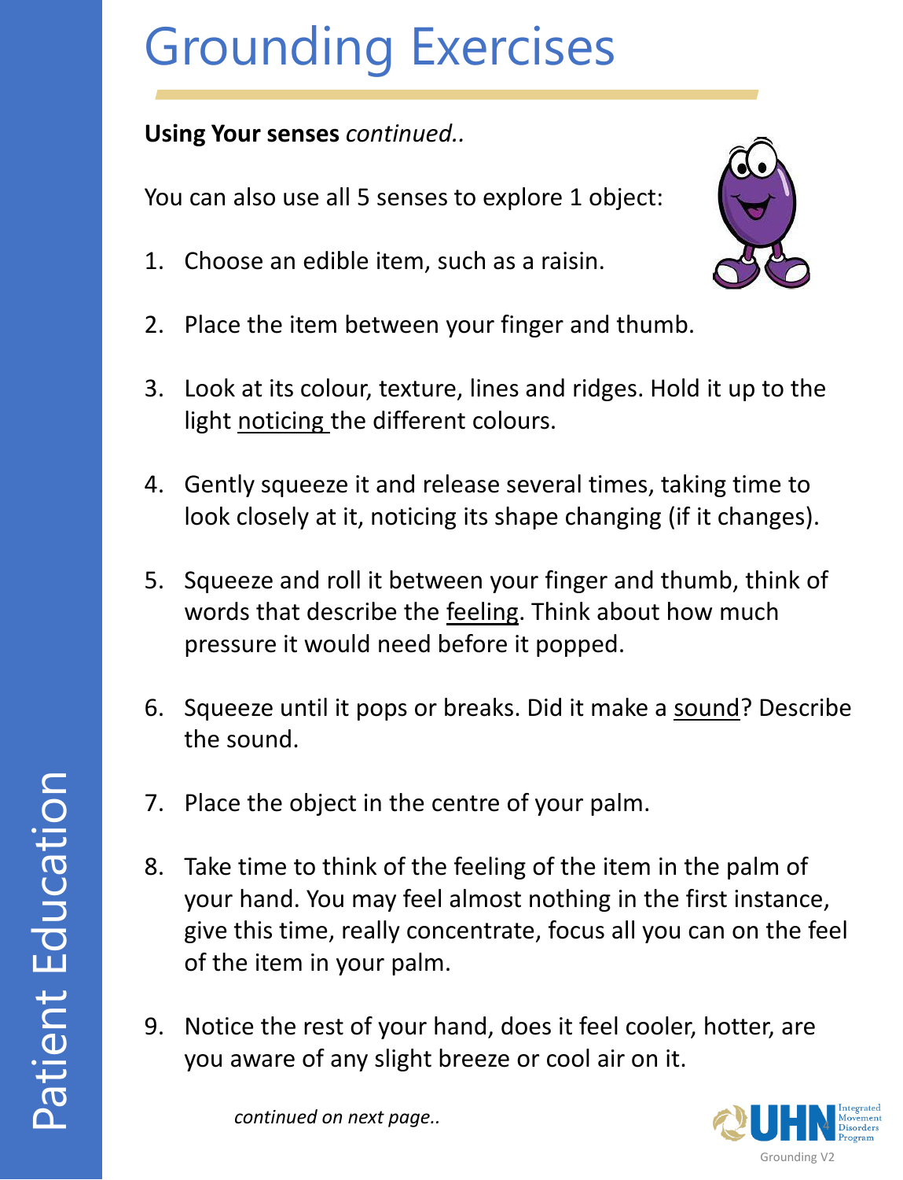# Grounding Exercises

**Using Your senses** *continued..*

You can also use all 5 senses to explore 1 object:

1. Choose an edible item, such as a raisin.
2. Place the item between your finger and thumb.
3. Look at its colour, texture, lines and ridges. Hold it up to the light noticing the different colours.
4. Gently squeeze it and release several times, taking time to look closely at it, noticing its shape changing (if it changes).
5. Squeeze and roll it between your finger and thumb, think of words that describe the feeling. Think about how much pressure it would need before it popped.
6. Squeeze until it pops or breaks. Did it make a sound? Describe the sound.
7. Place the object in the centre of your palm.
8. Take time to think of the feeling of the item in the palm of your hand. You may feel almost nothing in the first instance, give this time, really concentrate, focus all you can on the feel of the item in your palm.
9. Notice the rest of your hand, does it feel cooler, hotter, are you aware of any slight breeze or cool air on it.

*continued on next page..*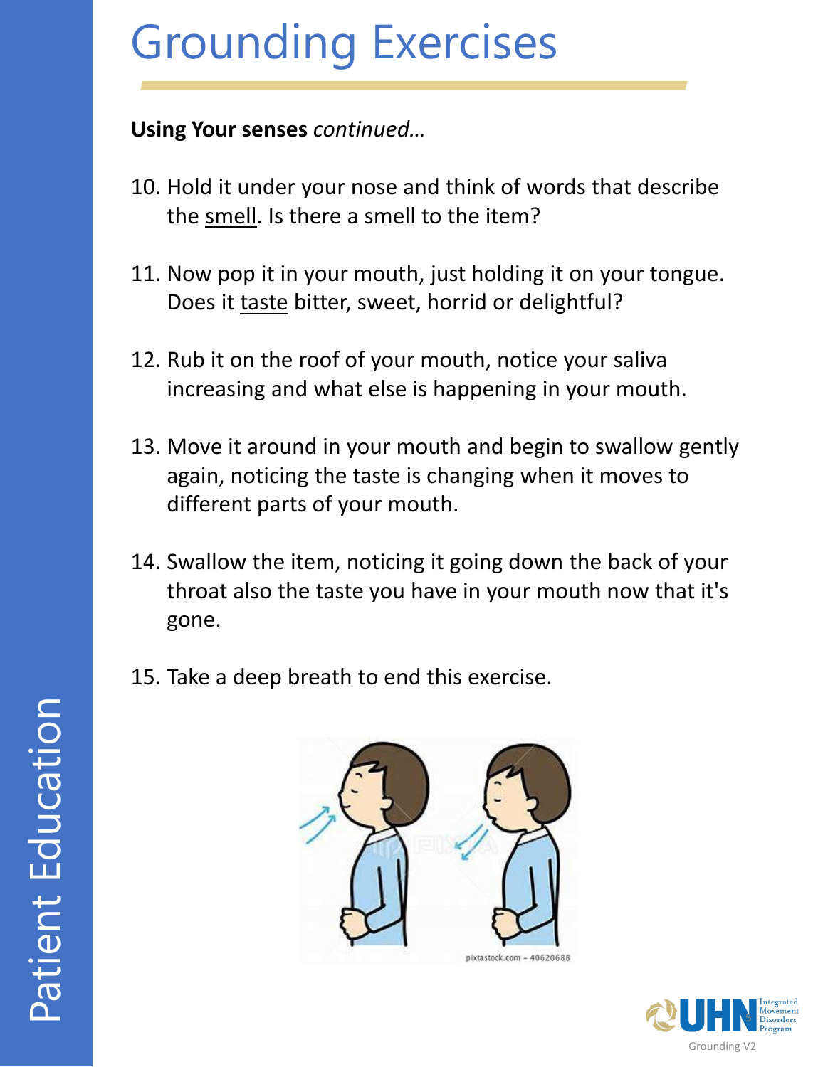# Grounding Exercises

**Using Your senses** *continued…*

10. Hold it under your nose and think of words that describe the <u>smell</u>. Is there a smell to the item?

11. Now pop it in your mouth, just holding it on your tongue. Does it <u>taste</u> bitter, sweet, horrid or delightful?

12. Rub it on the roof of your mouth, notice your saliva increasing and what else is happening in your mouth.

13. Move it around in your mouth and begin to swallow gently again, noticing the taste is changing when it moves to different parts of your mouth.

14. Swallow the item, noticing it going down the back of your throat also the taste you have in your mouth now that it's gone.

15. Take a deep breath to end this exercise.

pixtastock.com - 40620688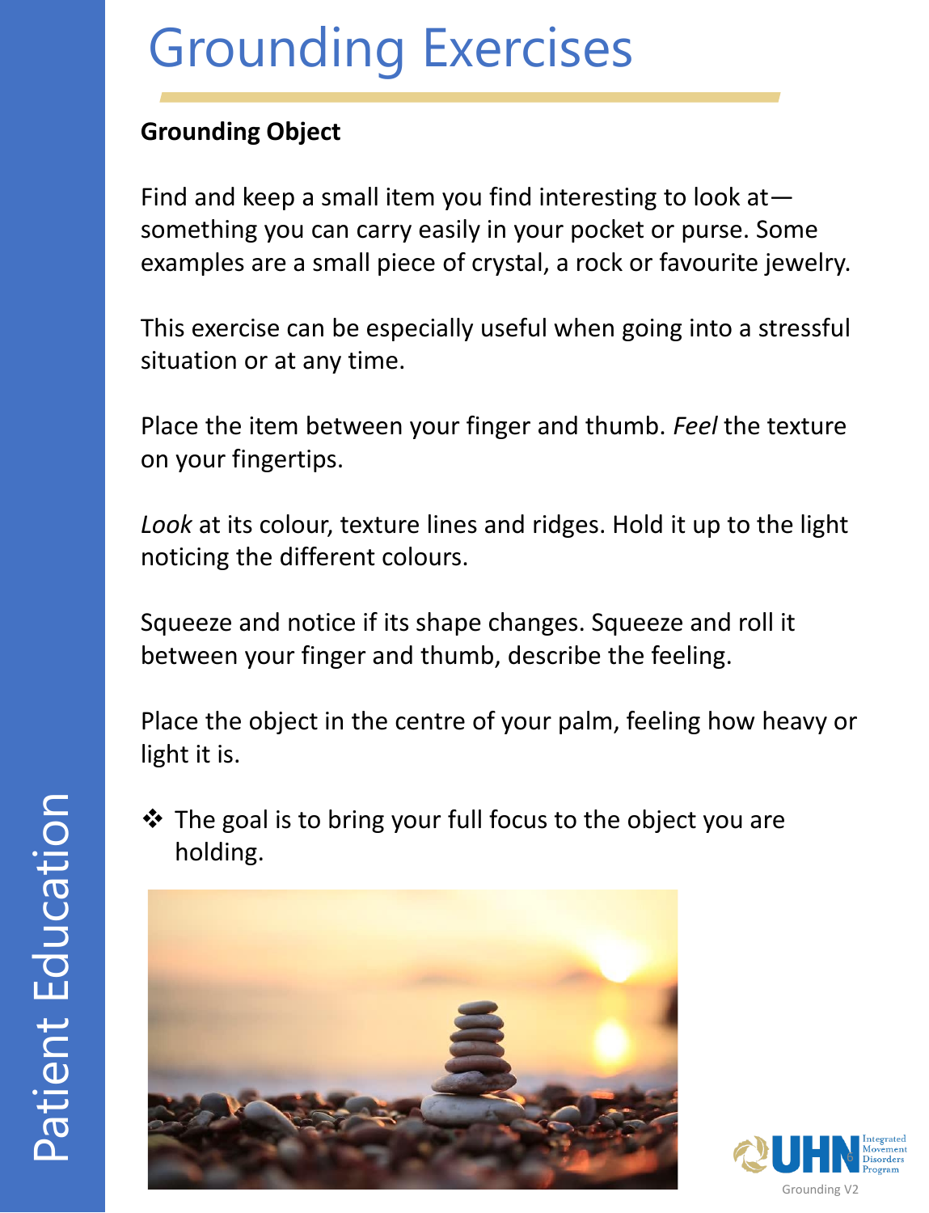# Grounding Exercises

**Grounding Object**

Find and keep a small item you find interesting to look at—something you can carry easily in your pocket or purse. Some examples are a small piece of crystal, a rock or favourite jewelry.

This exercise can be especially useful when going into a stressful situation or at any time.

Place the item between your finger and thumb. *Feel* the texture on your fingertips.

*Look* at its colour, texture lines and ridges. Hold it up to the light noticing the different colours.

Squeeze and notice if its shape changes. Squeeze and roll it between your finger and thumb, describe the feeling.

Place the object in the centre of your palm, feeling how heavy or light it is.

- ❖ The goal is to bring your full focus to the object you are holding.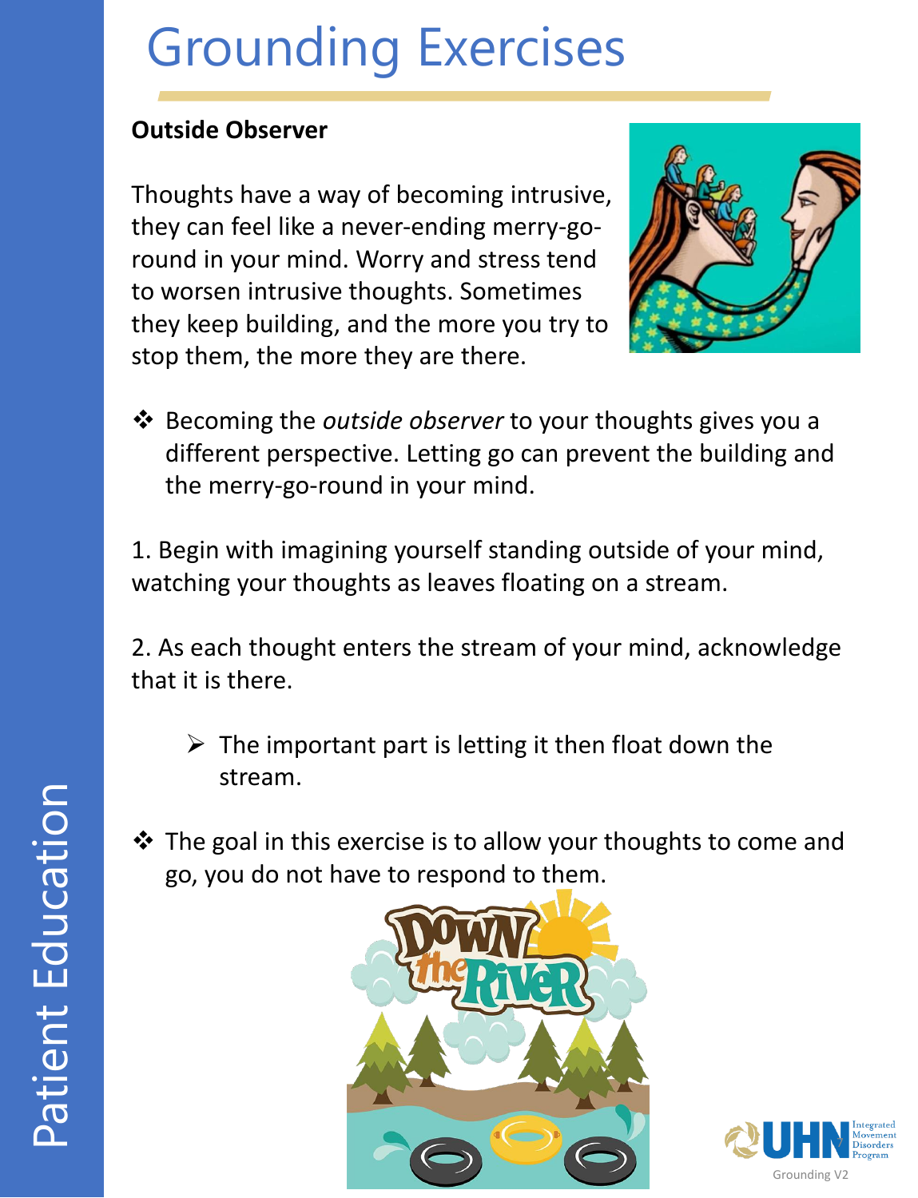# Grounding Exercises

**Outside Observer**

Thoughts have a way of becoming intrusive, they can feel like a never-ending merry-go-round in your mind. Worry and stress tend to worsen intrusive thoughts. Sometimes they keep building, and the more you try to stop them, the more they are there.

- Becoming the *outside observer* to your thoughts gives you a different perspective. Letting go can prevent the building and the merry-go-round in your mind.

1. Begin with imagining yourself standing outside of your mind, watching your thoughts as leaves floating on a stream.

2. As each thought enters the stream of your mind, acknowledge that it is there.

   - The important part is letting it then float down the stream.

- The goal in this exercise is to allow your thoughts to come and go, you do not have to respond to them.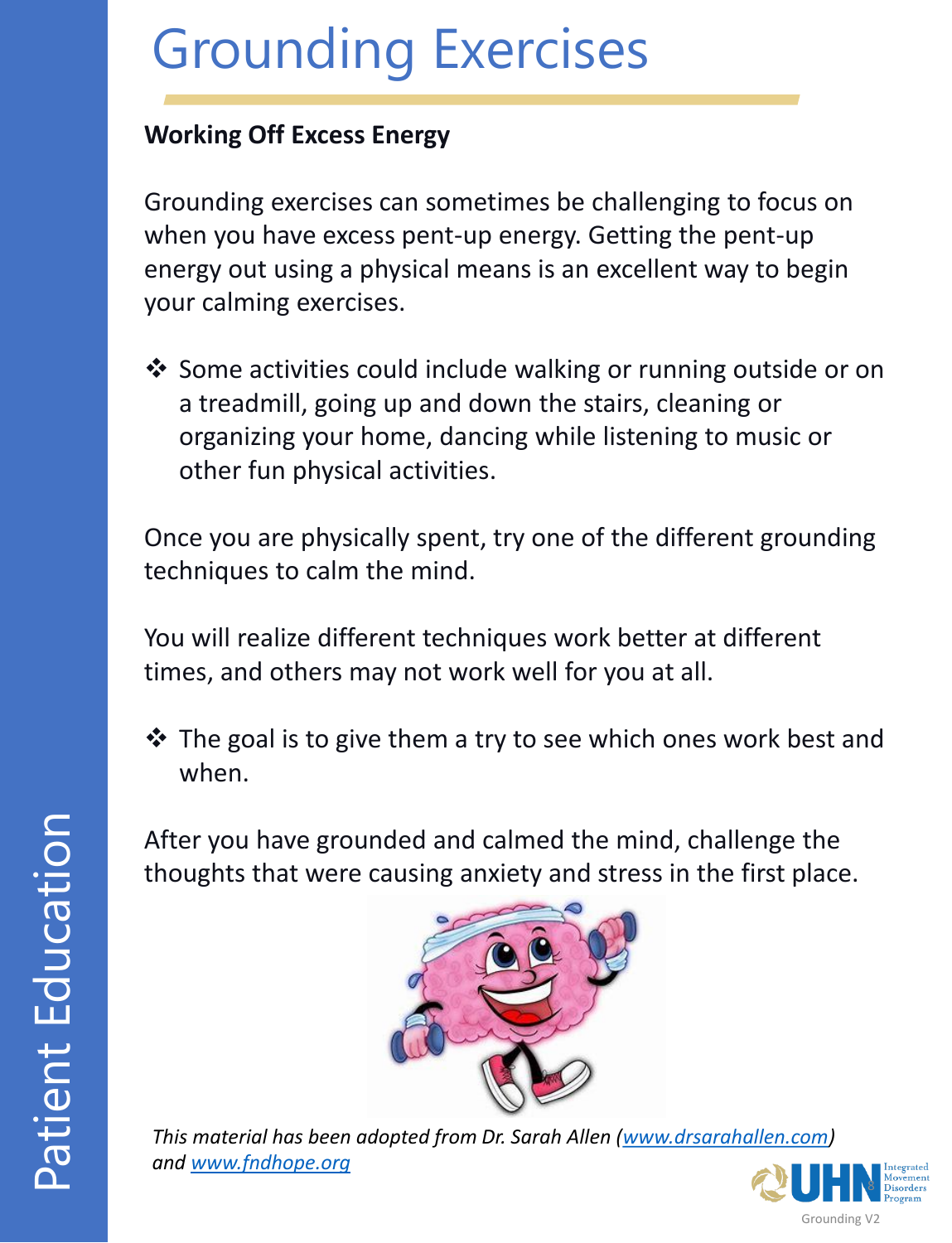# Grounding Exercises

**Working Off Excess Energy**

Grounding exercises can sometimes be challenging to focus on when you have excess pent-up energy. Getting the pent-up energy out using a physical means is an excellent way to begin your calming exercises.

- Some activities could include walking or running outside or on a treadmill, going up and down the stairs, cleaning or organizing your home, dancing while listening to music or other fun physical activities.

Once you are physically spent, try one of the different grounding techniques to calm the mind.

You will realize different techniques work better at different times, and others may not work well for you at all.

- The goal is to give them a try to see which ones work best and when.

After you have grounded and calmed the mind, challenge the thoughts that were causing anxiety and stress in the first place.

*This material has been adopted from Dr. Sarah Allen ([www.drsarahallen.com](www.drsarahallen.com)) and [www.fndhope.org](www.fndhope.org)*

Patient Education

UHN Integrated Movement Disorders Program

Grounding V2